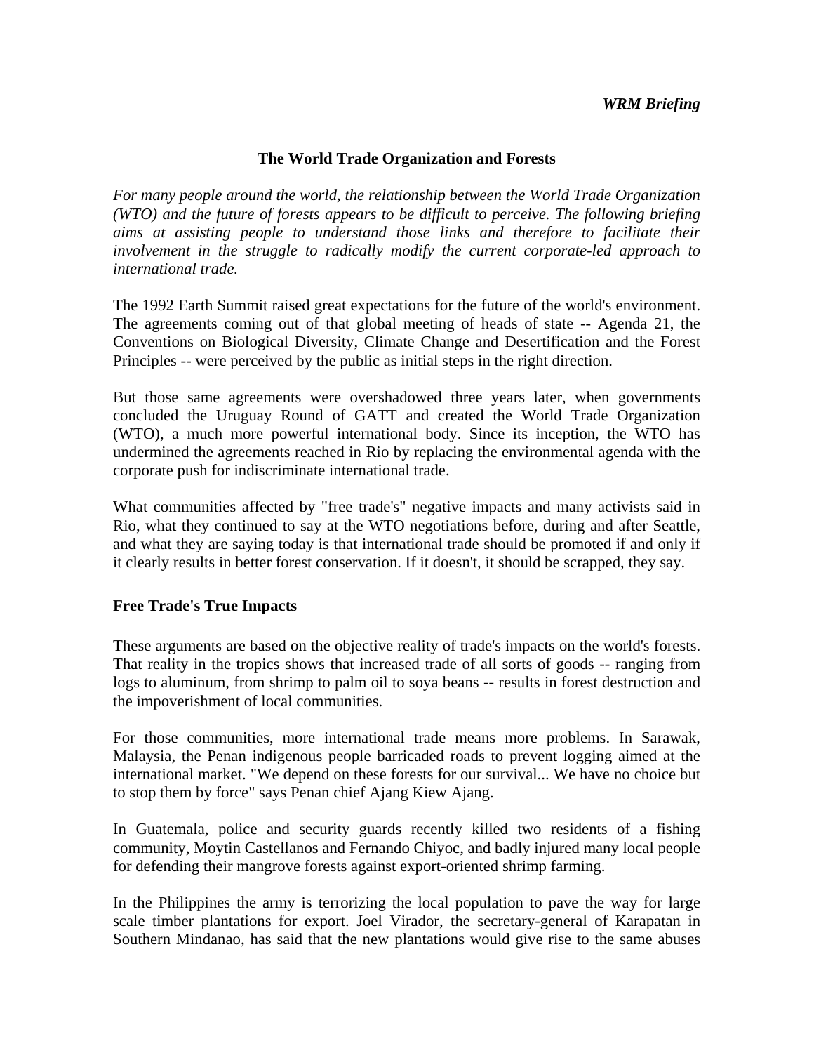*WRM Briefing*

# The World Trade Organization and Forests

*For many people around the world, the relationship between the World Trade Organization (WTO) and the future of forests appears to be difficult to perceive. The following briefing aims at assisting people to understand those links and therefore to facilitate their involvement in the struggle to radically modify the current corporate-led approach to international trade.*

The 1992 Earth Summit raised great expectations for the future of the world's environment. The agreements coming out of that global meeting of heads of state -- Agenda 21, the Conventions on Biological Diversity, Climate Change and Desertification and the Forest Principles -- were perceived by the public as initial steps in the right direction.

But those same agreements were overshadowed three years later, when governments concluded the Uruguay Round of GATT and created the World Trade Organization (WTO), a much more powerful international body. Since its inception, the WTO has undermined the agreements reached in Rio by replacing the environmental agenda with the corporate push for indiscriminate international trade.

What communities affected by "free trade's" negative impacts and many activists said in Rio, what they continued to say at the WTO negotiations before, during and after Seattle, and what they are saying today is that international trade should be promoted if and only if it clearly results in better forest conservation. If it doesn't, it should be scrapped, they say.

## Free Trade's True Impacts

These arguments are based on the objective reality of trade's impacts on the world's forests. That reality in the tropics shows that increased trade of all sorts of goods -- ranging from logs to aluminum, from shrimp to palm oil to soya beans -- results in forest destruction and the impoverishment of local communities.

For those communities, more international trade means more problems. In Sarawak, Malaysia, the Penan indigenous people barricaded roads to prevent logging aimed at the international market. "We depend on these forests for our survival... We have no choice but to stop them by force" says Penan chief Ajang Kiew Ajang.

In Guatemala, police and security guards recently killed two residents of a fishing community, Moytin Castellanos and Fernando Chiyoc, and badly injured many local people for defending their mangrove forests against export-oriented shrimp farming.

In the Philippines the army is terrorizing the local population to pave the way for large scale timber plantations for export. Joel Virador, the secretary-general of Karapatan in Southern Mindanao, has said that the new plantations would give rise to the same abuses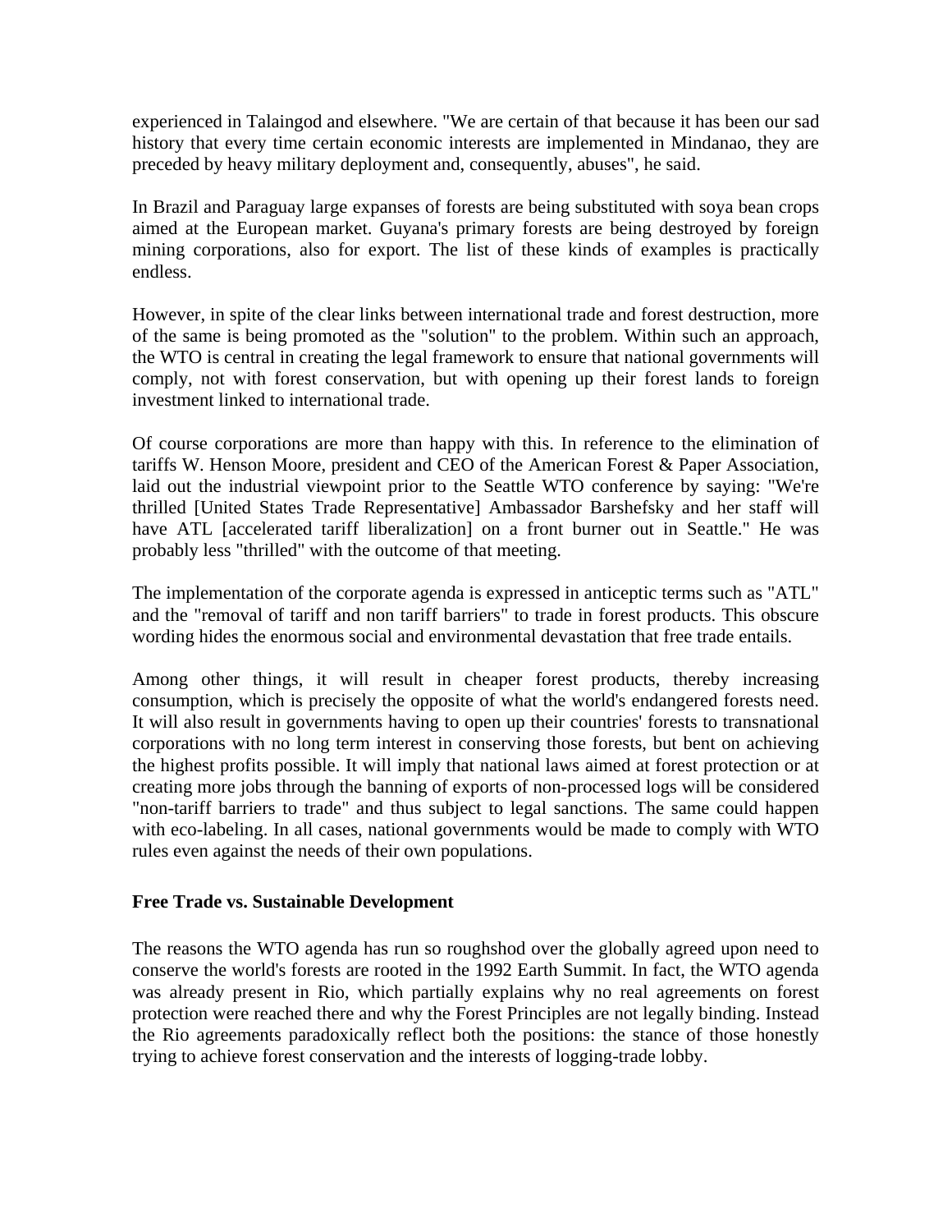experienced in Talaingod and elsewhere. "We are certain of that because it has been our sad history that every time certain economic interests are implemented in Mindanao, they are preceded by heavy military deployment and, consequently, abuses", he said.

In Brazil and Paraguay large expanses of forests are being substituted with soya bean crops aimed at the European market. Guyana's primary forests are being destroyed by foreign mining corporations, also for export. The list of these kinds of examples is practically endless.

However, in spite of the clear links between international trade and forest destruction, more of the same is being promoted as the "solution" to the problem. Within such an approach, the WTO is central in creating the legal framework to ensure that national governments will comply, not with forest conservation, but with opening up their forest lands to foreign investment linked to international trade.

Of course corporations are more than happy with this. In reference to the elimination of tariffs W. Henson Moore, president and CEO of the American Forest & Paper Association, laid out the industrial viewpoint prior to the Seattle WTO conference by saying: "We're thrilled [United States Trade Representative] Ambassador Barshefsky and her staff will have ATL [accelerated tariff liberalization] on a front burner out in Seattle." He was probably less "thrilled" with the outcome of that meeting.

The implementation of the corporate agenda is expressed in anticeptic terms such as "ATL" and the "removal of tariff and non tariff barriers" to trade in forest products. This obscure wording hides the enormous social and environmental devastation that free trade entails.

Among other things, it will result in cheaper forest products, thereby increasing consumption, which is precisely the opposite of what the world's endangered forests need. It will also result in governments having to open up their countries' forests to transnational corporations with no long term interest in conserving those forests, but bent on achieving the highest profits possible. It will imply that national laws aimed at forest protection or at creating more jobs through the banning of exports of non-processed logs will be considered "non-tariff barriers to trade" and thus subject to legal sanctions. The same could happen with eco-labeling. In all cases, national governments would be made to comply with WTO rules even against the needs of their own populations.

**Free Trade vs. Sustainable Development**

The reasons the WTO agenda has run so roughshod over the globally agreed upon need to conserve the world's forests are rooted in the 1992 Earth Summit. In fact, the WTO agenda was already present in Rio, which partially explains why no real agreements on forest protection were reached there and why the Forest Principles are not legally binding. Instead the Rio agreements paradoxically reflect both the positions: the stance of those honestly trying to achieve forest conservation and the interests of logging-trade lobby.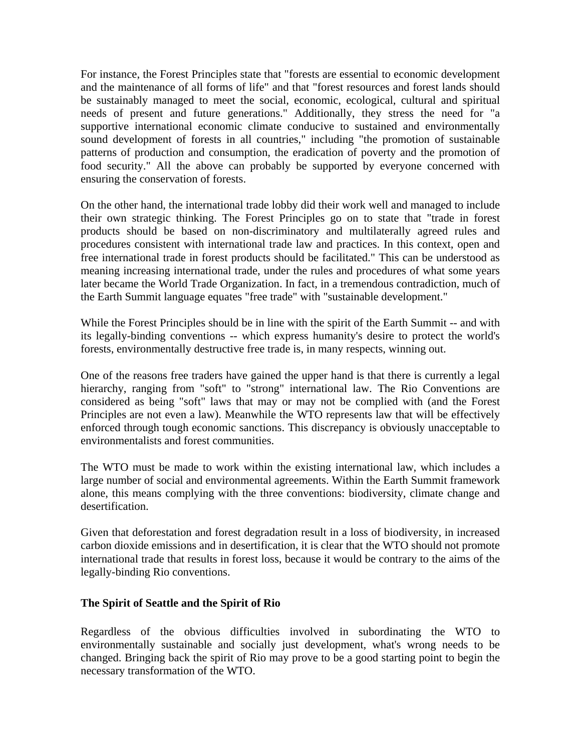For instance, the Forest Principles state that "forests are essential to economic development and the maintenance of all forms of life" and that "forest resources and forest lands should be sustainably managed to meet the social, economic, ecological, cultural and spiritual needs of present and future generations." Additionally, they stress the need for "a supportive international economic climate conducive to sustained and environmentally sound development of forests in all countries," including "the promotion of sustainable patterns of production and consumption, the eradication of poverty and the promotion of food security." All the above can probably be supported by everyone concerned with ensuring the conservation of forests.

On the other hand, the international trade lobby did their work well and managed to include their own strategic thinking. The Forest Principles go on to state that "trade in forest products should be based on non-discriminatory and multilaterally agreed rules and procedures consistent with international trade law and practices. In this context, open and free international trade in forest products should be facilitated." This can be understood as meaning increasing international trade, under the rules and procedures of what some years later became the World Trade Organization. In fact, in a tremendous contradiction, much of the Earth Summit language equates "free trade" with "sustainable development."

While the Forest Principles should be in line with the spirit of the Earth Summit -- and with its legally-binding conventions -- which express humanity's desire to protect the world's forests, environmentally destructive free trade is, in many respects, winning out.

One of the reasons free traders have gained the upper hand is that there is currently a legal hierarchy, ranging from "soft" to "strong" international law. The Rio Conventions are considered as being "soft" laws that may or may not be complied with (and the Forest Principles are not even a law). Meanwhile the WTO represents law that will be effectively enforced through tough economic sanctions. This discrepancy is obviously unacceptable to environmentalists and forest communities.

The WTO must be made to work within the existing international law, which includes a large number of social and environmental agreements. Within the Earth Summit framework alone, this means complying with the three conventions: biodiversity, climate change and desertification.

Given that deforestation and forest degradation result in a loss of biodiversity, in increased carbon dioxide emissions and in desertification, it is clear that the WTO should not promote international trade that results in forest loss, because it would be contrary to the aims of the legally-binding Rio conventions.

**The Spirit of Seattle and the Spirit of Rio**

Regardless of the obvious difficulties involved in subordinating the WTO to environmentally sustainable and socially just development, what's wrong needs to be changed. Bringing back the spirit of Rio may prove to be a good starting point to begin the necessary transformation of the WTO.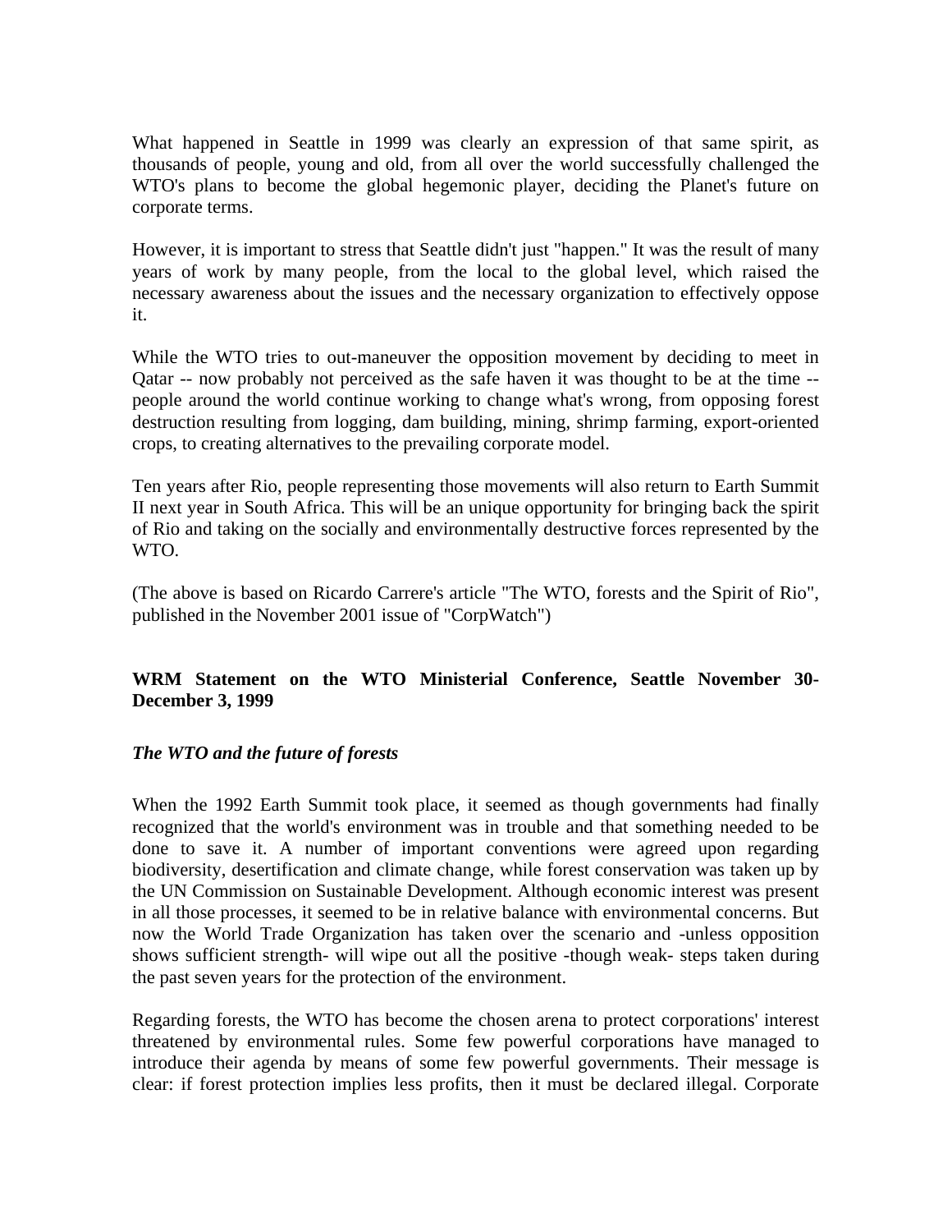What happened in Seattle in 1999 was clearly an expression of that same spirit, as thousands of people, young and old, from all over the world successfully challenged the WTO's plans to become the global hegemonic player, deciding the Planet's future on corporate terms.

However, it is important to stress that Seattle didn't just "happen." It was the result of many years of work by many people, from the local to the global level, which raised the necessary awareness about the issues and the necessary organization to effectively oppose it.

While the WTO tries to out-maneuver the opposition movement by deciding to meet in Qatar -- now probably not perceived as the safe haven it was thought to be at the time -- people around the world continue working to change what's wrong, from opposing forest destruction resulting from logging, dam building, mining, shrimp farming, export-oriented crops, to creating alternatives to the prevailing corporate model.

Ten years after Rio, people representing those movements will also return to Earth Summit II next year in South Africa. This will be an unique opportunity for bringing back the spirit of Rio and taking on the socially and environmentally destructive forces represented by the WTO.

(The above is based on Ricardo Carrere's article "The WTO, forests and the Spirit of Rio", published in the November 2001 issue of "CorpWatch")

**WRM Statement on the WTO Ministerial Conference, Seattle November 30-December 3, 1999**

***The WTO and the future of forests***

When the 1992 Earth Summit took place, it seemed as though governments had finally recognized that the world's environment was in trouble and that something needed to be done to save it. A number of important conventions were agreed upon regarding biodiversity, desertification and climate change, while forest conservation was taken up by the UN Commission on Sustainable Development. Although economic interest was present in all those processes, it seemed to be in relative balance with environmental concerns. But now the World Trade Organization has taken over the scenario and -unless opposition shows sufficient strength- will wipe out all the positive -though weak- steps taken during the past seven years for the protection of the environment.

Regarding forests, the WTO has become the chosen arena to protect corporations' interest threatened by environmental rules. Some few powerful corporations have managed to introduce their agenda by means of some few powerful governments. Their message is clear: if forest protection implies less profits, then it must be declared illegal. Corporate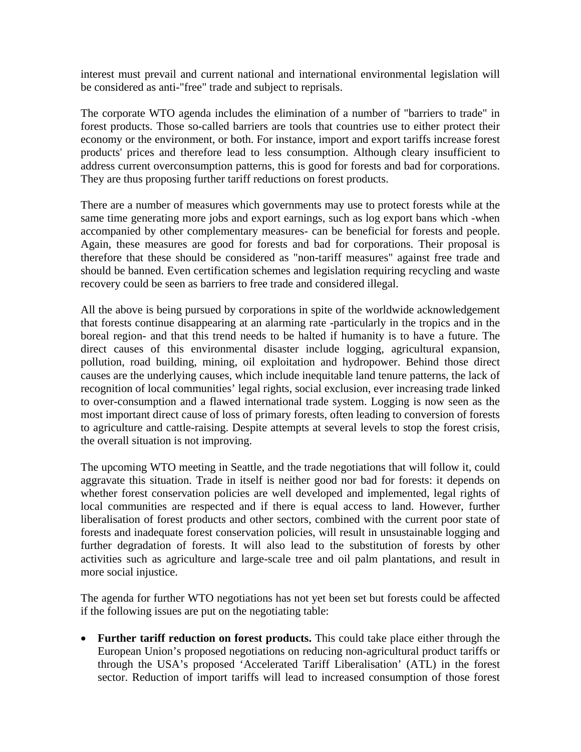interest must prevail and current national and international environmental legislation will be considered as anti-"free" trade and subject to reprisals.

The corporate WTO agenda includes the elimination of a number of "barriers to trade" in forest products. Those so-called barriers are tools that countries use to either protect their economy or the environment, or both. For instance, import and export tariffs increase forest products' prices and therefore lead to less consumption. Although cleary insufficient to address current overconsumption patterns, this is good for forests and bad for corporations. They are thus proposing further tariff reductions on forest products.

There are a number of measures which governments may use to protect forests while at the same time generating more jobs and export earnings, such as log export bans which -when accompanied by other complementary measures- can be beneficial for forests and people. Again, these measures are good for forests and bad for corporations. Their proposal is therefore that these should be considered as "non-tariff measures" against free trade and should be banned. Even certification schemes and legislation requiring recycling and waste recovery could be seen as barriers to free trade and considered illegal.

All the above is being pursued by corporations in spite of the worldwide acknowledgement that forests continue disappearing at an alarming rate -particularly in the tropics and in the boreal region- and that this trend needs to be halted if humanity is to have a future. The direct causes of this environmental disaster include logging, agricultural expansion, pollution, road building, mining, oil exploitation and hydropower. Behind those direct causes are the underlying causes, which include inequitable land tenure patterns, the lack of recognition of local communities' legal rights, social exclusion, ever increasing trade linked to over-consumption and a flawed international trade system. Logging is now seen as the most important direct cause of loss of primary forests, often leading to conversion of forests to agriculture and cattle-raising. Despite attempts at several levels to stop the forest crisis, the overall situation is not improving.

The upcoming WTO meeting in Seattle, and the trade negotiations that will follow it, could aggravate this situation. Trade in itself is neither good nor bad for forests: it depends on whether forest conservation policies are well developed and implemented, legal rights of local communities are respected and if there is equal access to land. However, further liberalisation of forest products and other sectors, combined with the current poor state of forests and inadequate forest conservation policies, will result in unsustainable logging and further degradation of forests. It will also lead to the substitution of forests by other activities such as agriculture and large-scale tree and oil palm plantations, and result in more social injustice.

The agenda for further WTO negotiations has not yet been set but forests could be affected if the following issues are put on the negotiating table:

- **Further tariff reduction on forest products.** This could take place either through the European Union's proposed negotiations on reducing non-agricultural product tariffs or through the USA's proposed 'Accelerated Tariff Liberalisation' (ATL) in the forest sector. Reduction of import tariffs will lead to increased consumption of those forest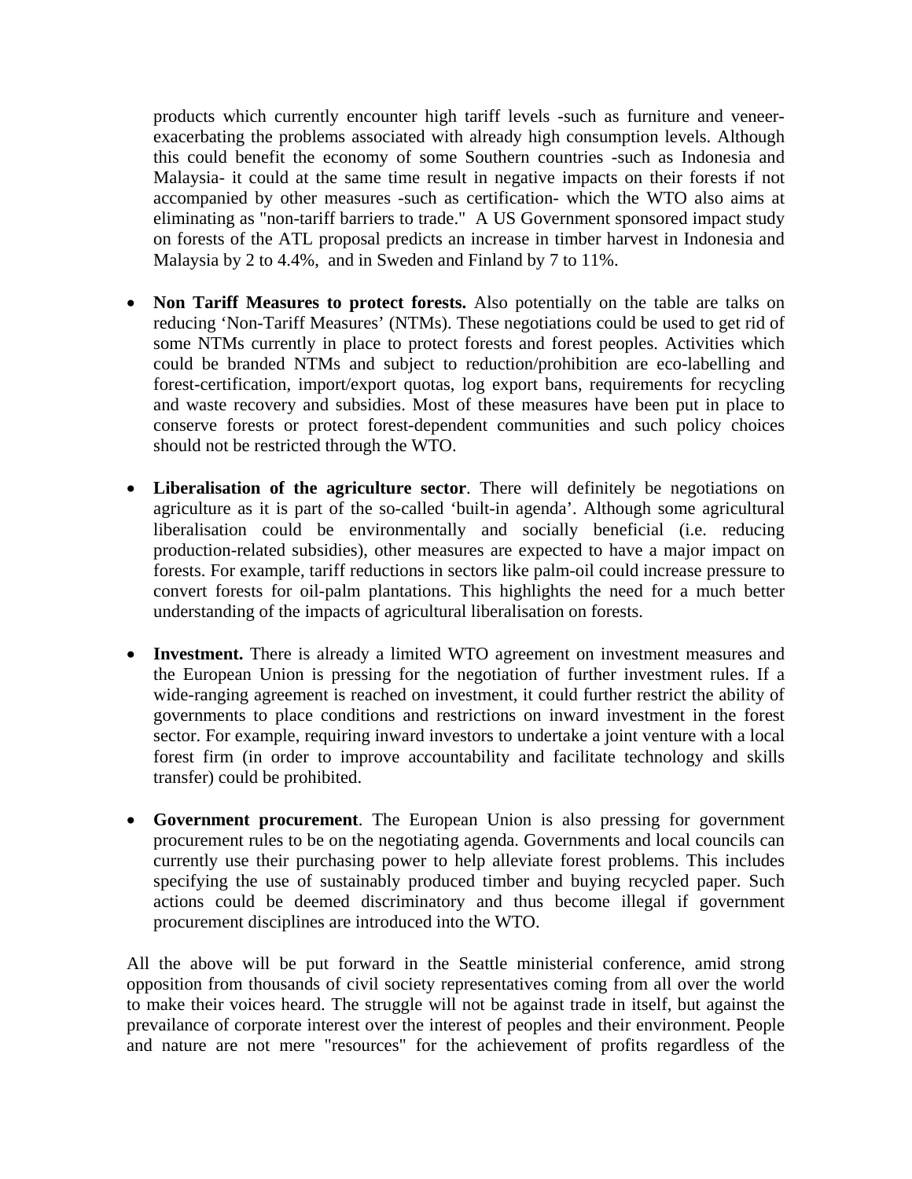products which currently encounter high tariff levels -such as furniture and veneer- exacerbating the problems associated with already high consumption levels. Although this could benefit the economy of some Southern countries -such as Indonesia and Malaysia- it could at the same time result in negative impacts on their forests if not accompanied by other measures -such as certification- which the WTO also aims at eliminating as "non-tariff barriers to trade." A US Government sponsored impact study on forests of the ATL proposal predicts an increase in timber harvest in Indonesia and Malaysia by 2 to 4.4%, and in Sweden and Finland by 7 to 11%.

- **Non Tariff Measures to protect forests.** Also potentially on the table are talks on reducing 'Non-Tariff Measures' (NTMs). These negotiations could be used to get rid of some NTMs currently in place to protect forests and forest peoples. Activities which could be branded NTMs and subject to reduction/prohibition are eco-labelling and forest-certification, import/export quotas, log export bans, requirements for recycling and waste recovery and subsidies. Most of these measures have been put in place to conserve forests or protect forest-dependent communities and such policy choices should not be restricted through the WTO.

- **Liberalisation of the agriculture sector**. There will definitely be negotiations on agriculture as it is part of the so-called 'built-in agenda'. Although some agricultural liberalisation could be environmentally and socially beneficial (i.e. reducing production-related subsidies), other measures are expected to have a major impact on forests. For example, tariff reductions in sectors like palm-oil could increase pressure to convert forests for oil-palm plantations. This highlights the need for a much better understanding of the impacts of agricultural liberalisation on forests.

- **Investment.** There is already a limited WTO agreement on investment measures and the European Union is pressing for the negotiation of further investment rules. If a wide-ranging agreement is reached on investment, it could further restrict the ability of governments to place conditions and restrictions on inward investment in the forest sector. For example, requiring inward investors to undertake a joint venture with a local forest firm (in order to improve accountability and facilitate technology and skills transfer) could be prohibited.

- **Government procurement**. The European Union is also pressing for government procurement rules to be on the negotiating agenda. Governments and local councils can currently use their purchasing power to help alleviate forest problems. This includes specifying the use of sustainably produced timber and buying recycled paper. Such actions could be deemed discriminatory and thus become illegal if government procurement disciplines are introduced into the WTO.

All the above will be put forward in the Seattle ministerial conference, amid strong opposition from thousands of civil society representatives coming from all over the world to make their voices heard. The struggle will not be against trade in itself, but against the prevailance of corporate interest over the interest of peoples and their environment. People and nature are not mere "resources" for the achievement of profits regardless of the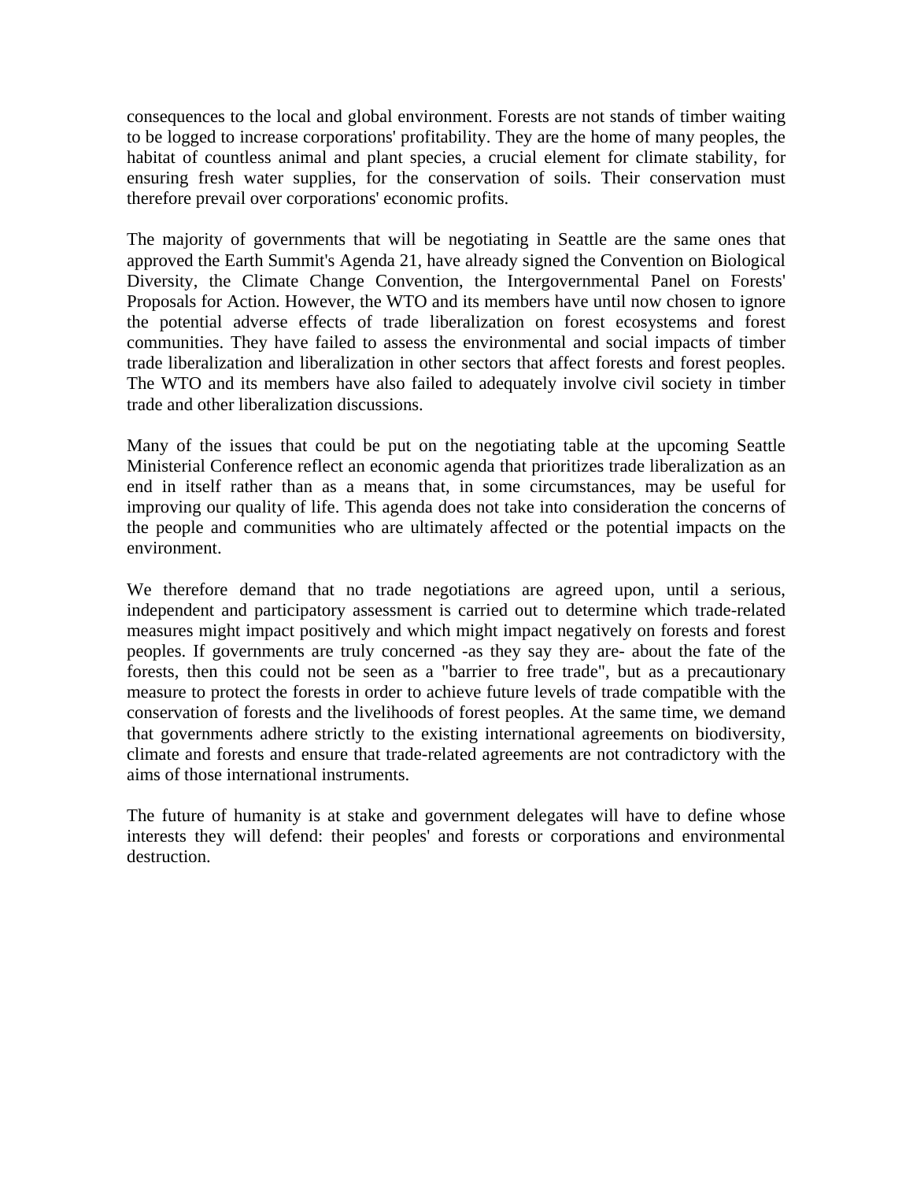consequences to the local and global environment. Forests are not stands of timber waiting to be logged to increase corporations' profitability. They are the home of many peoples, the habitat of countless animal and plant species, a crucial element for climate stability, for ensuring fresh water supplies, for the conservation of soils. Their conservation must therefore prevail over corporations' economic profits.

The majority of governments that will be negotiating in Seattle are the same ones that approved the Earth Summit's Agenda 21, have already signed the Convention on Biological Diversity, the Climate Change Convention, the Intergovernmental Panel on Forests' Proposals for Action. However, the WTO and its members have until now chosen to ignore the potential adverse effects of trade liberalization on forest ecosystems and forest communities. They have failed to assess the environmental and social impacts of timber trade liberalization and liberalization in other sectors that affect forests and forest peoples. The WTO and its members have also failed to adequately involve civil society in timber trade and other liberalization discussions.

Many of the issues that could be put on the negotiating table at the upcoming Seattle Ministerial Conference reflect an economic agenda that prioritizes trade liberalization as an end in itself rather than as a means that, in some circumstances, may be useful for improving our quality of life. This agenda does not take into consideration the concerns of the people and communities who are ultimately affected or the potential impacts on the environment.

We therefore demand that no trade negotiations are agreed upon, until a serious, independent and participatory assessment is carried out to determine which trade-related measures might impact positively and which might impact negatively on forests and forest peoples. If governments are truly concerned -as they say they are- about the fate of the forests, then this could not be seen as a "barrier to free trade", but as a precautionary measure to protect the forests in order to achieve future levels of trade compatible with the conservation of forests and the livelihoods of forest peoples. At the same time, we demand that governments adhere strictly to the existing international agreements on biodiversity, climate and forests and ensure that trade-related agreements are not contradictory with the aims of those international instruments.

The future of humanity is at stake and government delegates will have to define whose interests they will defend: their peoples' and forests or corporations and environmental destruction.